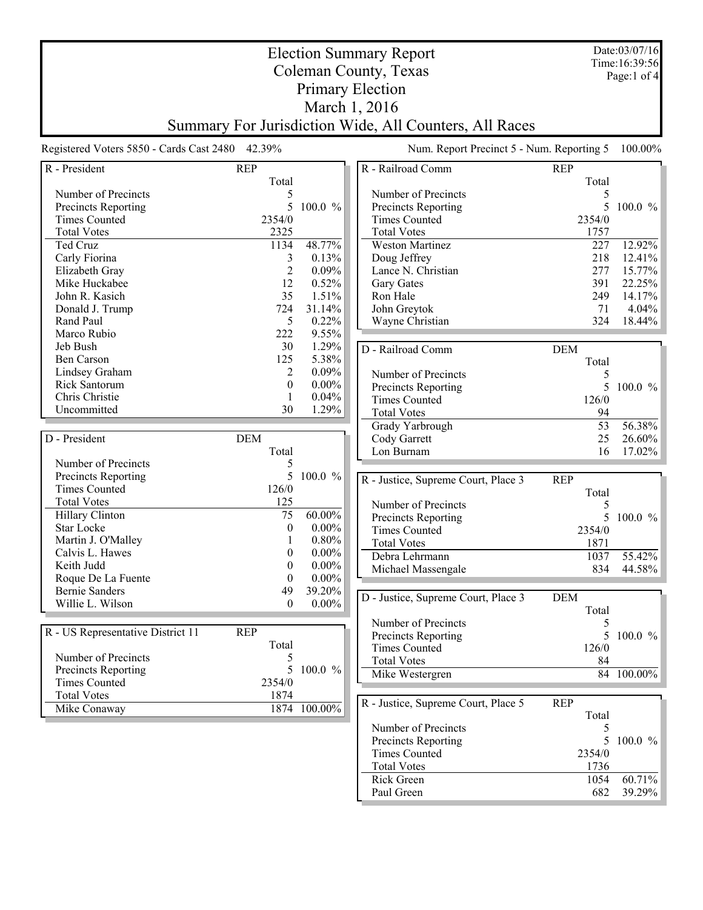# Election Summary Report

## Coleman County, Texas

## Primary Election

## March 1, 2016

## Summary For Jurisdiction Wide, All Counters, All Races

Date:03/07/16
Time:16:39:56

Registered Voters 5850 - Cards Cast 2480 42.39%

Num. Report Precinct 5 - Num. Reporting 5 100.00%

| R - President | REP Total | |
|---|---|---|
| Number of Precincts | 5 | |
| Precincts Reporting | 5 | 100.0 % |
| Times Counted | 2354/0 | |
| Total Votes | 2325 | |
| Ted Cruz | 1134 | 48.77% |
| Carly Fiorina | 3 | 0.13% |
| Elizabeth Gray | 2 | 0.09% |
| Mike Huckabee | 12 | 0.52% |
| John R. Kasich | 35 | 1.51% |
| Donald J. Trump | 724 | 31.14% |
| Rand Paul | 5 | 0.22% |
| Marco Rubio | 222 | 9.55% |
| Jeb Bush | 30 | 1.29% |
| Ben Carson | 125 | 5.38% |
| Lindsey Graham | 2 | 0.09% |
| Rick Santorum | 0 | 0.00% |
| Chris Christie | 1 | 0.04% |
| Uncommitted | 30 | 1.29% |

| D - President | DEM Total | |
|---|---|---|
| Number of Precincts | 5 | |
| Precincts Reporting | 5 | 100.0 % |
| Times Counted | 126/0 | |
| Total Votes | 125 | |
| Hillary Clinton | 75 | 60.00% |
| Star Locke | 0 | 0.00% |
| Martin J. O'Malley | 1 | 0.80% |
| Calvis L. Hawes | 0 | 0.00% |
| Keith Judd | 0 | 0.00% |
| Roque De La Fuente | 0 | 0.00% |
| Bernie Sanders | 49 | 39.20% |
| Willie L. Wilson | 0 | 0.00% |

| R - US Representative District 11 | REP Total | |
|---|---|---|
| Number of Precincts | 5 | |
| Precincts Reporting | 5 | 100.0 % |
| Times Counted | 2354/0 | |
| Total Votes | 1874 | |
| Mike Conaway | 1874 | 100.00% |

| R - Railroad Comm | REP Total | |
|---|---|---|
| Number of Precincts | 5 | |
| Precincts Reporting | 5 | 100.0 % |
| Times Counted | 2354/0 | |
| Total Votes | 1757 | |
| Weston Martinez | 227 | 12.92% |
| Doug Jeffrey | 218 | 12.41% |
| Lance N. Christian | 277 | 15.77% |
| Gary Gates | 391 | 22.25% |
| Ron Hale | 249 | 14.17% |
| John Greytok | 71 | 4.04% |
| Wayne Christian | 324 | 18.44% |

| D - Railroad Comm | DEM Total | |
|---|---|---|
| Number of Precincts | 5 | |
| Precincts Reporting | 5 | 100.0 % |
| Times Counted | 126/0 | |
| Total Votes | 94 | |
| Grady Yarbrough | 53 | 56.38% |
| Cody Garrett | 25 | 26.60% |
| Lon Burnam | 16 | 17.02% |

| R - Justice, Supreme Court, Place 3 | REP Total | |
|---|---|---|
| Number of Precincts | 5 | |
| Precincts Reporting | 5 | 100.0 % |
| Times Counted | 2354/0 | |
| Total Votes | 1871 | |
| Debra Lehrmann | 1037 | 55.42% |
| Michael Massengale | 834 | 44.58% |

| D - Justice, Supreme Court, Place 3 | DEM Total | |
|---|---|---|
| Number of Precincts | 5 | |
| Precincts Reporting | 5 | 100.0 % |
| Times Counted | 126/0 | |
| Total Votes | 84 | |
| Mike Westergren | 84 | 100.00% |

| R - Justice, Supreme Court, Place 5 | REP Total | |
|---|---|---|
| Number of Precincts | 5 | |
| Precincts Reporting | 5 | 100.0 % |
| Times Counted | 2354/0 | |
| Total Votes | 1736 | |
| Rick Green | 1054 | 60.71% |
| Paul Green | 682 | 39.29% |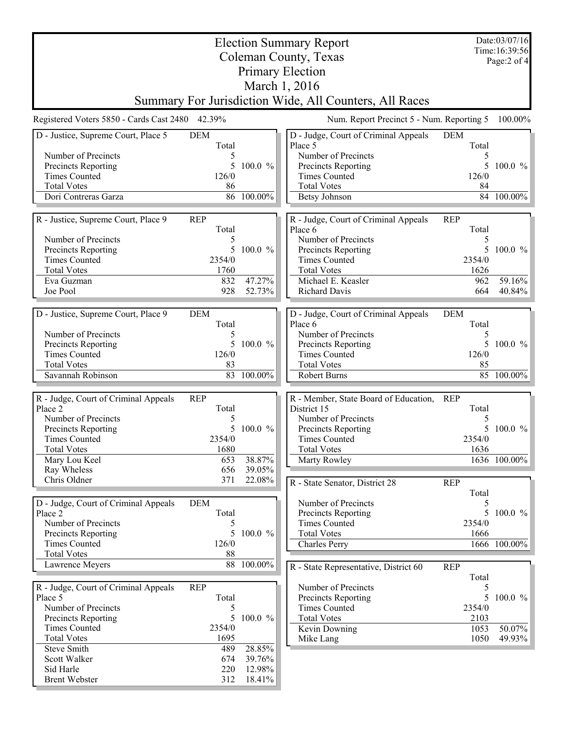# Election Summary Report

## Coleman County, Texas
## Primary Election
## March 1, 2016
## Summary For Jurisdiction Wide, All Counters, All Races

Date:03/07/16
Time:16:39:56

Registered Voters 5850 - Cards Cast 2480 42.39%

Num. Report Precinct 5 - Num. Reporting 5 100.00%

| D - Justice, Supreme Court, Place 5 | DEM Total | |
|---|---|---|
| Number of Precincts | 5 | |
| Precincts Reporting | 5 | 100.0 % |
| Times Counted | 126/0 | |
| Total Votes | 86 | |
| Dori Contreras Garza | 86 | 100.00% |

| R - Justice, Supreme Court, Place 9 | REP Total | |
|---|---|---|
| Number of Precincts | 5 | |
| Precincts Reporting | 5 | 100.0 % |
| Times Counted | 2354/0 | |
| Total Votes | 1760 | |
| Eva Guzman | 832 | 47.27% |
| Joe Pool | 928 | 52.73% |

| D - Justice, Supreme Court, Place 9 | DEM Total | |
|---|---|---|
| Number of Precincts | 5 | |
| Precincts Reporting | 5 | 100.0 % |
| Times Counted | 126/0 | |
| Total Votes | 83 | |
| Savannah Robinson | 83 | 100.00% |

| R - Judge, Court of Criminal Appeals Place 2 | REP Total | |
|---|---|---|
| Number of Precincts | 5 | |
| Precincts Reporting | 5 | 100.0 % |
| Times Counted | 2354/0 | |
| Total Votes | 1680 | |
| Mary Lou Keel | 653 | 38.87% |
| Ray Wheless | 656 | 39.05% |
| Chris Oldner | 371 | 22.08% |

| D - Judge, Court of Criminal Appeals Place 2 | DEM Total | |
|---|---|---|
| Number of Precincts | 5 | |
| Precincts Reporting | 5 | 100.0 % |
| Times Counted | 126/0 | |
| Total Votes | 88 | |
| Lawrence Meyers | 88 | 100.00% |

| R - Judge, Court of Criminal Appeals Place 5 | REP Total | |
|---|---|---|
| Number of Precincts | 5 | |
| Precincts Reporting | 5 | 100.0 % |
| Times Counted | 2354/0 | |
| Total Votes | 1695 | |
| Steve Smith | 489 | 28.85% |
| Scott Walker | 674 | 39.76% |
| Sid Harle | 220 | 12.98% |
| Brent Webster | 312 | 18.41% |

| D - Judge, Court of Criminal Appeals Place 5 | DEM Total | |
|---|---|---|
| Number of Precincts | 5 | |
| Precincts Reporting | 5 | 100.0 % |
| Times Counted | 126/0 | |
| Total Votes | 84 | |
| Betsy Johnson | 84 | 100.00% |

| R - Judge, Court of Criminal Appeals Place 6 | REP Total | |
|---|---|---|
| Number of Precincts | 5 | |
| Precincts Reporting | 5 | 100.0 % |
| Times Counted | 2354/0 | |
| Total Votes | 1626 | |
| Michael E. Keasler | 962 | 59.16% |
| Richard Davis | 664 | 40.84% |

| D - Judge, Court of Criminal Appeals Place 6 | DEM Total | |
|---|---|---|
| Number of Precincts | 5 | |
| Precincts Reporting | 5 | 100.0 % |
| Times Counted | 126/0 | |
| Total Votes | 85 | |
| Robert Burns | 85 | 100.00% |

| R - Member, State Board of Education, District 15 | REP Total | |
|---|---|---|
| Number of Precincts | 5 | |
| Precincts Reporting | 5 | 100.0 % |
| Times Counted | 2354/0 | |
| Total Votes | 1636 | |
| Marty Rowley | 1636 | 100.00% |

| R - State Senator, District 28 | REP Total | |
|---|---|---|
| Number of Precincts | 5 | |
| Precincts Reporting | 5 | 100.0 % |
| Times Counted | 2354/0 | |
| Total Votes | 1666 | |
| Charles Perry | 1666 | 100.00% |

| R - State Representative, District 60 | REP Total | |
|---|---|---|
| Number of Precincts | 5 | |
| Precincts Reporting | 5 | 100.0 % |
| Times Counted | 2354/0 | |
| Total Votes | 2103 | |
| Kevin Downing | 1053 | 50.07% |
| Mike Lang | 1050 | 49.93% |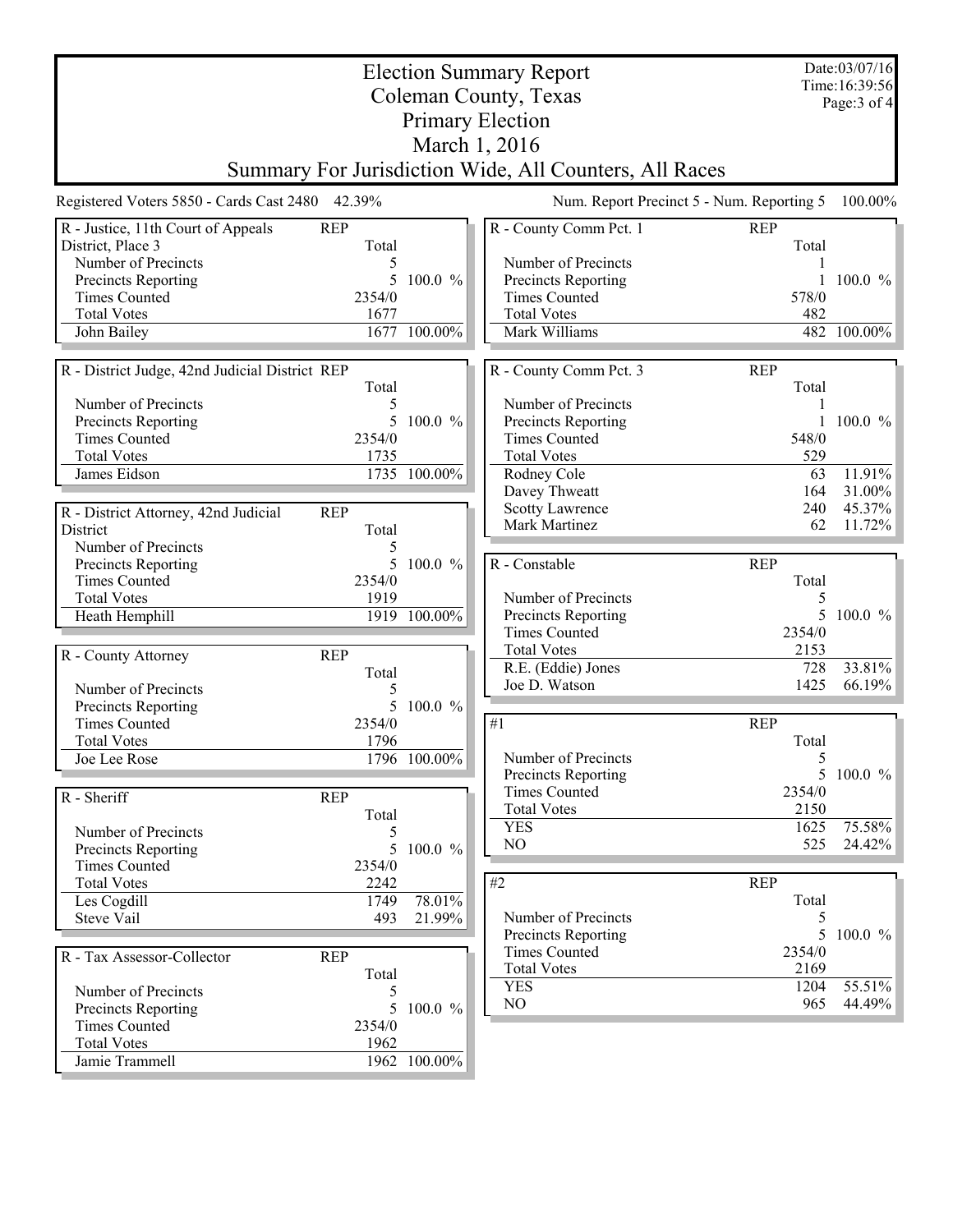# Election Summary Report

## Coleman County, Texas

## Primary Election

## March 1, 2016

## Summary For Jurisdiction Wide, All Counters, All Races

Date:03/07/16
Time:16:39:56

Registered Voters 5850 - Cards Cast 2480 42.39%

Num. Report Precinct 5 - Num. Reporting 5 100.00%

| R - Justice, 11th Court of Appeals District, Place 3 | REP Total | |
|---|---|---|
| Number of Precincts | 5 | |
| Precincts Reporting | 5 | 100.0 % |
| Times Counted | 2354/0 | |
| Total Votes | 1677 | |
| John Bailey | 1677 | 100.00% |

| R - District Judge, 42nd Judicial District | REP Total | |
|---|---|---|
| Number of Precincts | 5 | |
| Precincts Reporting | 5 | 100.0 % |
| Times Counted | 2354/0 | |
| Total Votes | 1735 | |
| James Eidson | 1735 | 100.00% |

| R - District Attorney, 42nd Judicial District | REP Total | |
|---|---|---|
| Number of Precincts | 5 | |
| Precincts Reporting | 5 | 100.0 % |
| Times Counted | 2354/0 | |
| Total Votes | 1919 | |
| Heath Hemphill | 1919 | 100.00% |

| R - County Attorney | REP Total | |
|---|---|---|
| Number of Precincts | 5 | |
| Precincts Reporting | 5 | 100.0 % |
| Times Counted | 2354/0 | |
| Total Votes | 1796 | |
| Joe Lee Rose | 1796 | 100.00% |

| R - Sheriff | REP Total | |
|---|---|---|
| Number of Precincts | 5 | |
| Precincts Reporting | 5 | 100.0 % |
| Times Counted | 2354/0 | |
| Total Votes | 2242 | |
| Les Cogdill | 1749 | 78.01% |
| Steve Vail | 493 | 21.99% |

| R - Tax Assessor-Collector | REP Total | |
|---|---|---|
| Number of Precincts | 5 | |
| Precincts Reporting | 5 | 100.0 % |
| Times Counted | 2354/0 | |
| Total Votes | 1962 | |
| Jamie Trammell | 1962 | 100.00% |

| R - County Comm Pct. 1 | REP Total | |
|---|---|---|
| Number of Precincts | 1 | |
| Precincts Reporting | 1 | 100.0 % |
| Times Counted | 578/0 | |
| Total Votes | 482 | |
| Mark Williams | 482 | 100.00% |

| R - County Comm Pct. 3 | REP Total | |
|---|---|---|
| Number of Precincts | 1 | |
| Precincts Reporting | 1 | 100.0 % |
| Times Counted | 548/0 | |
| Total Votes | 529 | |
| Rodney Cole | 63 | 11.91% |
| Davey Thweatt | 164 | 31.00% |
| Scotty Lawrence | 240 | 45.37% |
| Mark Martinez | 62 | 11.72% |

| R - Constable | REP Total | |
|---|---|---|
| Number of Precincts | 5 | |
| Precincts Reporting | 5 | 100.0 % |
| Times Counted | 2354/0 | |
| Total Votes | 2153 | |
| R.E. (Eddie) Jones | 728 | 33.81% |
| Joe D. Watson | 1425 | 66.19% |

| #1 | REP Total | |
|---|---|---|
| Number of Precincts | 5 | |
| Precincts Reporting | 5 | 100.0 % |
| Times Counted | 2354/0 | |
| Total Votes | 2150 | |
| YES | 1625 | 75.58% |
| NO | 525 | 24.42% |

| #2 | REP Total | |
|---|---|---|
| Number of Precincts | 5 | |
| Precincts Reporting | 5 | 100.0 % |
| Times Counted | 2354/0 | |
| Total Votes | 2169 | |
| YES | 1204 | 55.51% |
| NO | 965 | 44.49% |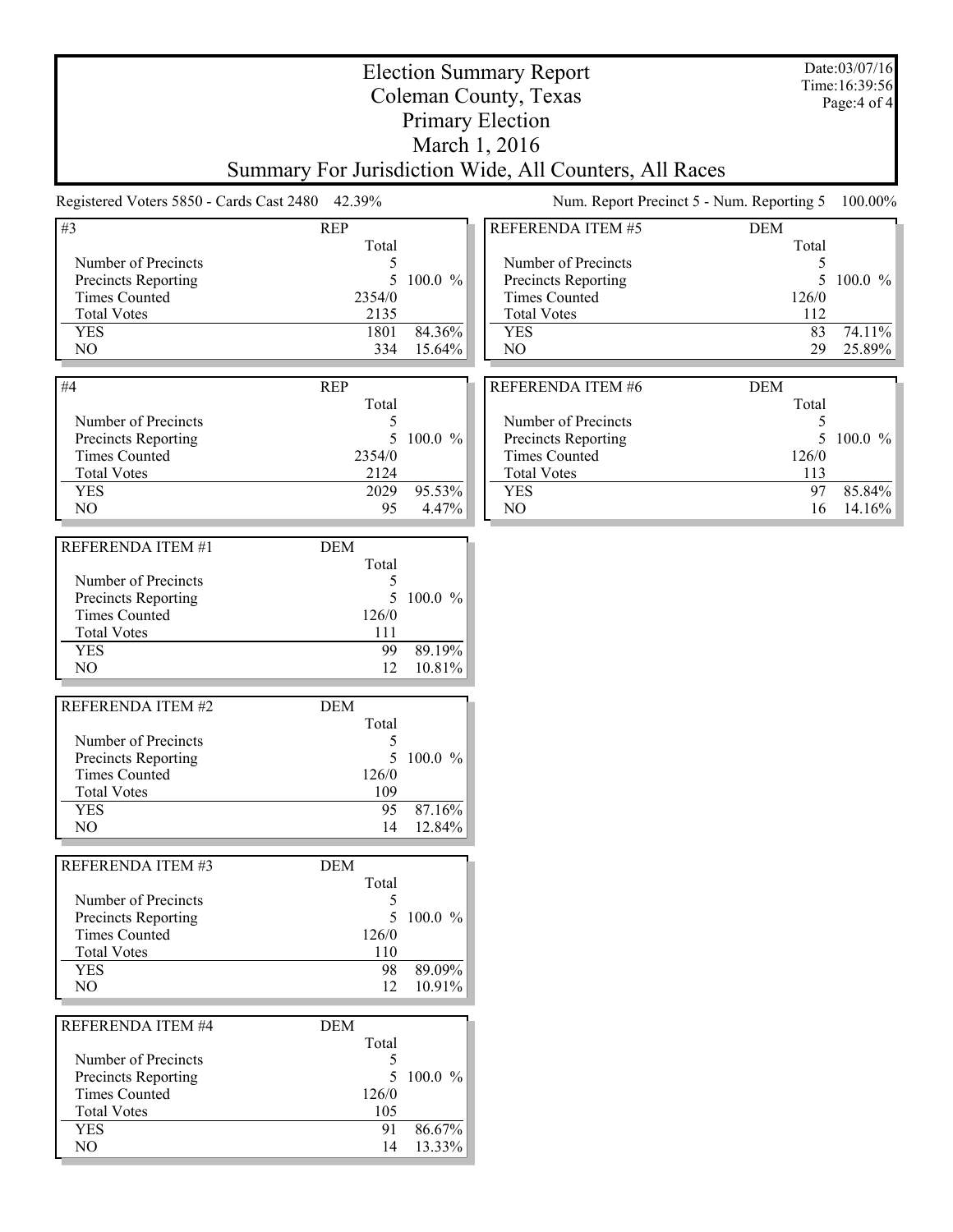# Election Summary Report
## Coleman County, Texas
## Primary Election
## March 1, 2016
## Summary For Jurisdiction Wide, All Counters, All Races

Date:03/07/16
Time:16:39:56

Registered Voters 5850 - Cards Cast 2480 42.39%

Num. Report Precinct 5 - Num. Reporting 5 100.00%

| #3 | REP | |
|---|---|---|
| | Total | |
| Number of Precincts | 5 | |
| Precincts Reporting | 5 | 100.0 % |
| Times Counted | 2354/0 | |
| Total Votes | 2135 | |
| YES | 1801 | 84.36% |
| NO | 334 | 15.64% |

| #4 | REP | |
|---|---|---|
| | Total | |
| Number of Precincts | 5 | |
| Precincts Reporting | 5 | 100.0 % |
| Times Counted | 2354/0 | |
| Total Votes | 2124 | |
| YES | 2029 | 95.53% |
| NO | 95 | 4.47% |

| REFERENDA ITEM #1 | DEM | |
|---|---|---|
| | Total | |
| Number of Precincts | 5 | |
| Precincts Reporting | 5 | 100.0 % |
| Times Counted | 126/0 | |
| Total Votes | 111 | |
| YES | 99 | 89.19% |
| NO | 12 | 10.81% |

| REFERENDA ITEM #2 | DEM | |
|---|---|---|
| | Total | |
| Number of Precincts | 5 | |
| Precincts Reporting | 5 | 100.0 % |
| Times Counted | 126/0 | |
| Total Votes | 109 | |
| YES | 95 | 87.16% |
| NO | 14 | 12.84% |

| REFERENDA ITEM #3 | DEM | |
|---|---|---|
| | Total | |
| Number of Precincts | 5 | |
| Precincts Reporting | 5 | 100.0 % |
| Times Counted | 126/0 | |
| Total Votes | 110 | |
| YES | 98 | 89.09% |
| NO | 12 | 10.91% |

| REFERENDA ITEM #4 | DEM | |
|---|---|---|
| | Total | |
| Number of Precincts | 5 | |
| Precincts Reporting | 5 | 100.0 % |
| Times Counted | 126/0 | |
| Total Votes | 105 | |
| YES | 91 | 86.67% |
| NO | 14 | 13.33% |

| REFERENDA ITEM #5 | DEM | |
|---|---|---|
| | Total | |
| Number of Precincts | 5 | |
| Precincts Reporting | 5 | 100.0 % |
| Times Counted | 126/0 | |
| Total Votes | 112 | |
| YES | 83 | 74.11% |
| NO | 29 | 25.89% |

| REFERENDA ITEM #6 | DEM | |
|---|---|---|
| | Total | |
| Number of Precincts | 5 | |
| Precincts Reporting | 5 | 100.0 % |
| Times Counted | 126/0 | |
| Total Votes | 113 | |
| YES | 97 | 85.84% |
| NO | 16 | 14.16% |